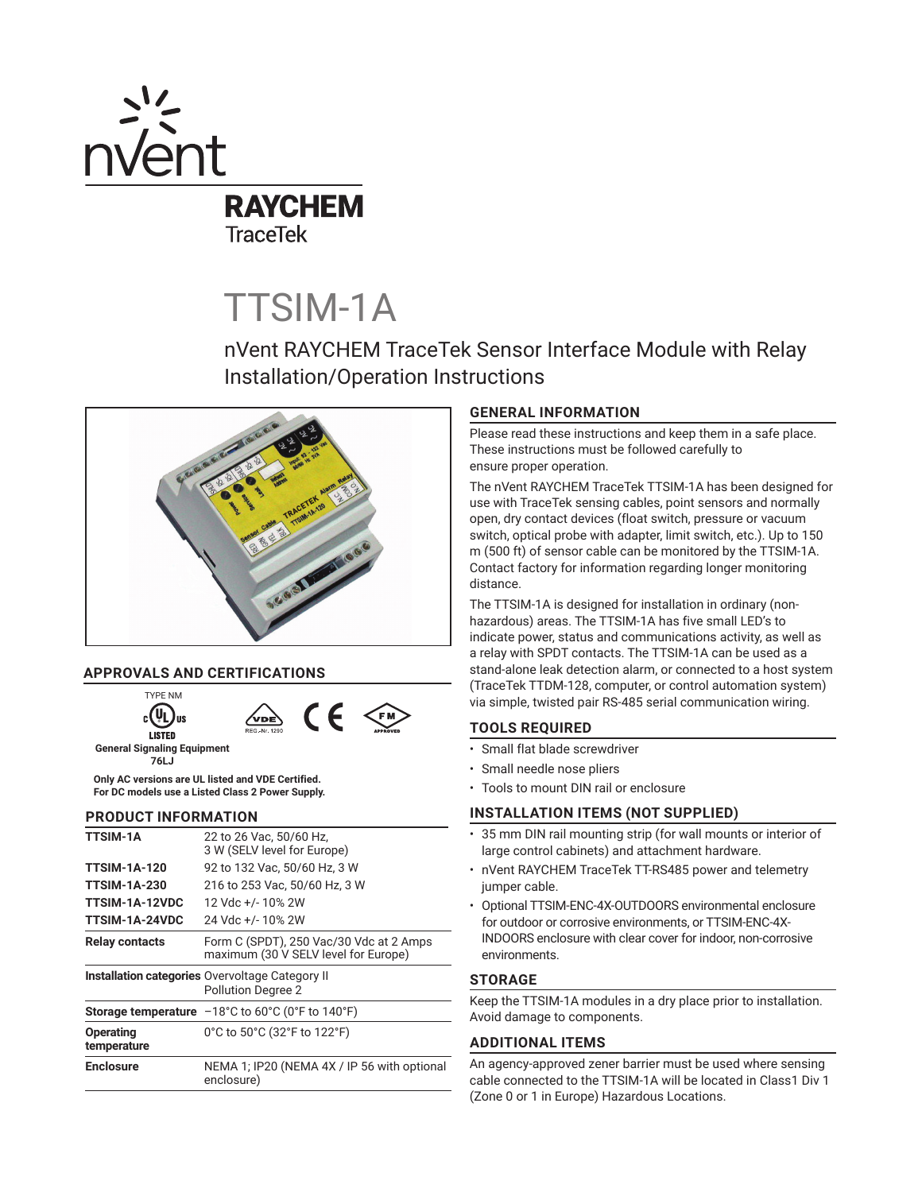nVent

RAYCHEM
TraceTek

# TTSIM-1A

## nVent RAYCHEM TraceTek Sensor Interface Module with Relay Installation/Operation Instructions

## APPROVALS AND CERTIFICATIONS

TYPE NM

LISTED

**General Signaling Equipment 76LJ**

REG.-Nr. 1290

APPROVED

**Only AC versions are UL listed and VDE Certified. For DC models use a Listed Class 2 Power Supply.**

## PRODUCT INFORMATION

| | |
|---|---|
| **TTSIM-1A** | 22 to 26 Vac, 50/60 Hz, 3 W (SELV level for Europe) |
| **TTSIM-1A-120** | 92 to 132 Vac, 50/60 Hz, 3 W |
| **TTSIM-1A-230** | 216 to 253 Vac, 50/60 Hz, 3 W |
| **TTSIM-1A-12VDC** | 12 Vdc +/- 10% 2W |
| **TTSIM-1A-24VDC** | 24 Vdc +/- 10% 2W |
| **Relay contacts** | Form C (SPDT), 250 Vac/30 Vdc at 2 Amps maximum (30 V SELV level for Europe) |
| **Installation categories** | Overvoltage Category II Pollution Degree 2 |
| **Storage temperature** | –18°C to 60°C (0°F to 140°F) |
| **Operating temperature** | 0°C to 50°C (32°F to 122°F) |
| **Enclosure** | NEMA 1; IP20 (NEMA 4X / IP 56 with optional enclosure) |

## GENERAL INFORMATION

Please read these instructions and keep them in a safe place. These instructions must be followed carefully to ensure proper operation.

The nVent RAYCHEM TraceTek TTSIM-1A has been designed for use with TraceTek sensing cables, point sensors and normally open, dry contact devices (float switch, pressure or vacuum switch, optical probe with adapter, limit switch, etc.). Up to 150 m (500 ft) of sensor cable can be monitored by the TTSIM-1A. Contact factory for information regarding longer monitoring distance.

The TTSIM-1A is designed for installation in ordinary (non-hazardous) areas. The TTSIM-1A has five small LED's to indicate power, status and communications activity, as well as a relay with SPDT contacts. The TTSIM-1A can be used as a stand-alone leak detection alarm, or connected to a host system (TraceTek TTDM-128, computer, or control automation system) via simple, twisted pair RS-485 serial communication wiring.

## TOOLS REQUIRED

- Small flat blade screwdriver
- Small needle nose pliers
- Tools to mount DIN rail or enclosure

## INSTALLATION ITEMS (NOT SUPPLIED)

- 35 mm DIN rail mounting strip (for wall mounts or interior of large control cabinets) and attachment hardware.
- nVent RAYCHEM TraceTek TT-RS485 power and telemetry jumper cable.
- Optional TTSIM-ENC-4X-OUTDOORS environmental enclosure for outdoor or corrosive environments, or TTSIM-ENC-4X-INDOORS enclosure with clear cover for indoor, non-corrosive environments.

## STORAGE

Keep the TTSIM-1A modules in a dry place prior to installation. Avoid damage to components.

## ADDITIONAL ITEMS

An agency-approved zener barrier must be used where sensing cable connected to the TTSIM-1A will be located in Class1 Div 1 (Zone 0 or 1 in Europe) Hazardous Locations.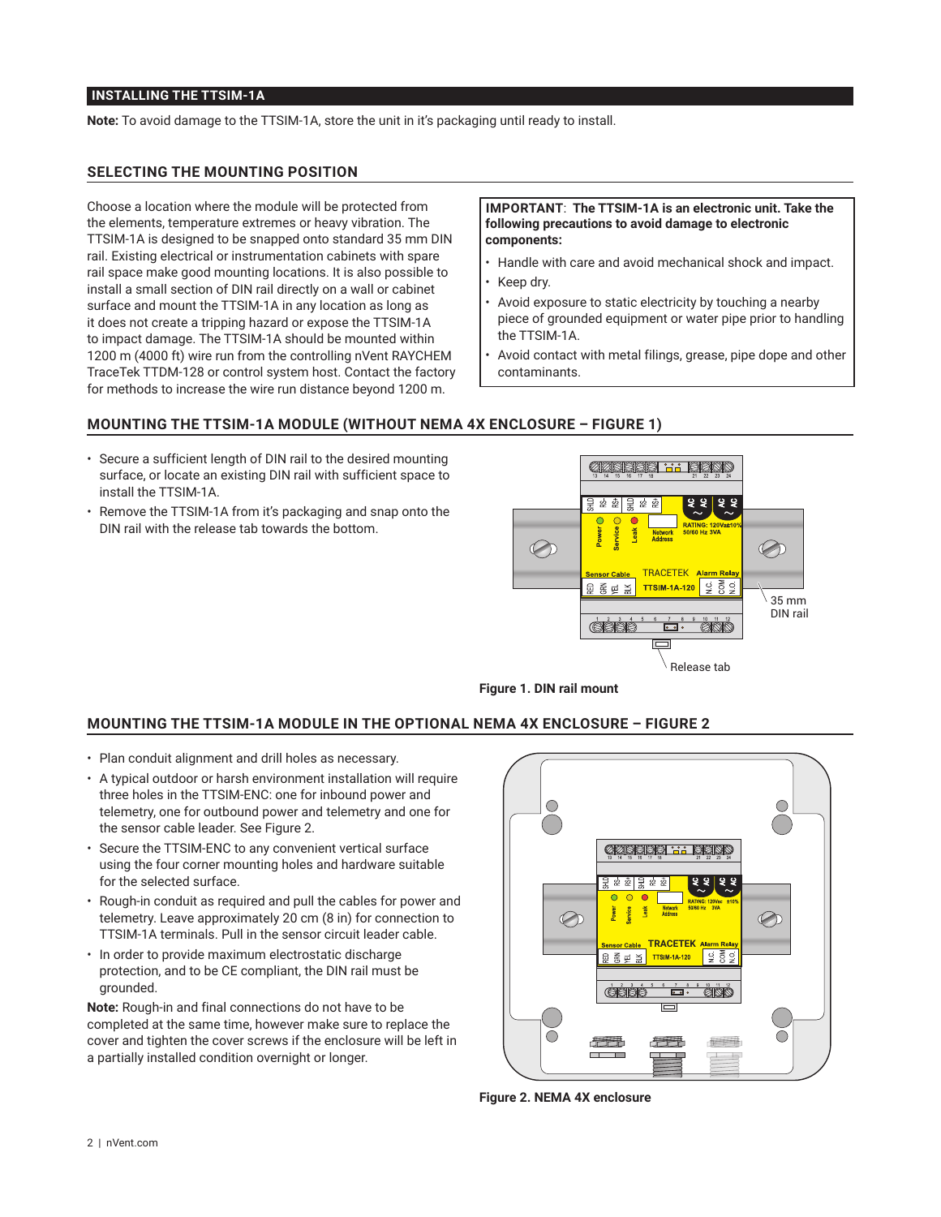## INSTALLING THE TTSIM-1A

**Note:** To avoid damage to the TTSIM-1A, store the unit in it's packaging until ready to install.

### SELECTING THE MOUNTING POSITION

Choose a location where the module will be protected from the elements, temperature extremes or heavy vibration. The TTSIM-1A is designed to be snapped onto standard 35 mm DIN rail. Existing electrical or instrumentation cabinets with spare rail space make good mounting locations. It is also possible to install a small section of DIN rail directly on a wall or cabinet surface and mount the TTSIM-1A in any location as long as it does not create a tripping hazard or expose the TTSIM-1A to impact damage. The TTSIM-1A should be mounted within 1200 m (4000 ft) wire run from the controlling nVent RAYCHEM TraceTek TTDM-128 or control system host. Contact the factory for methods to increase the wire run distance beyond 1200 m.

**IMPORTANT**: **The TTSIM-1A is an electronic unit. Take the following precautions to avoid damage to electronic components:**

- Handle with care and avoid mechanical shock and impact.
- Keep dry.
- Avoid exposure to static electricity by touching a nearby piece of grounded equipment or water pipe prior to handling the TTSIM-1A.
- Avoid contact with metal filings, grease, pipe dope and other contaminants.

### MOUNTING THE TTSIM-1A MODULE (WITHOUT NEMA 4X ENCLOSURE – FIGURE 1)

- Secure a sufficient length of DIN rail to the desired mounting surface, or locate an existing DIN rail with sufficient space to install the TTSIM-1A.
- Remove the TTSIM-1A from it's packaging and snap onto the DIN rail with the release tab towards the bottom.

**Figure 1. DIN rail mount**

### MOUNTING THE TTSIM-1A MODULE IN THE OPTIONAL NEMA 4X ENCLOSURE – FIGURE 2

- Plan conduit alignment and drill holes as necessary.
- A typical outdoor or harsh environment installation will require three holes in the TTSIM-ENC: one for inbound power and telemetry, one for outbound power and telemetry and one for the sensor cable leader. See Figure 2.
- Secure the TTSIM-ENC to any convenient vertical surface using the four corner mounting holes and hardware suitable for the selected surface.
- Rough-in conduit as required and pull the cables for power and telemetry. Leave approximately 20 cm (8 in) for connection to TTSIM-1A terminals. Pull in the sensor circuit leader cable.
- In order to provide maximum electrostatic discharge protection, and to be CE compliant, the DIN rail must be grounded.

**Note:** Rough-in and final connections do not have to be completed at the same time, however make sure to replace the cover and tighten the cover screws if the enclosure will be left in a partially installed condition overnight or longer.

**Figure 2. NEMA 4X enclosure**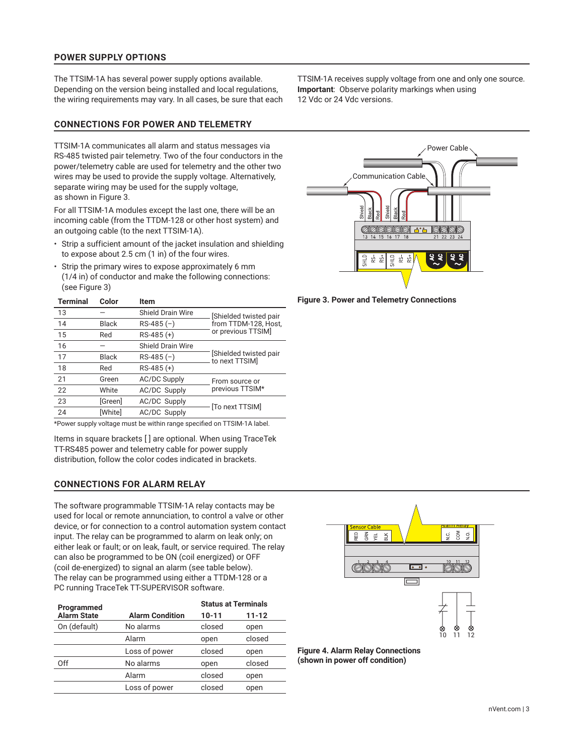## POWER SUPPLY OPTIONS

The TTSIM-1A has several power supply options available. Depending on the version being installed and local regulations, the wiring requirements may vary. In all cases, be sure that each TTSIM-1A receives supply voltage from one and only one source. **Important**: Observe polarity markings when using 12 Vdc or 24 Vdc versions.

## CONNECTIONS FOR POWER AND TELEMETRY

TTSIM-1A communicates all alarm and status messages via RS-485 twisted pair telemetry. Two of the four conductors in the power/telemetry cable are used for telemetry and the other two wires may be used to provide the supply voltage. Alternatively, separate wiring may be used for the supply voltage, as shown in Figure 3.

For all TTSIM-1A modules except the last one, there will be an incoming cable (from the TTDM-128 or other host system) and an outgoing cable (to the next TTSIM-1A).

- Strip a sufficient amount of the jacket insulation and shielding to expose about 2.5 cm (1 in) of the four wires.
- Strip the primary wires to expose approximately 6 mm (1/4 in) of conductor and make the following connections: (see Figure 3)

| Terminal | Color | Item | |
|---|---|---|---|
| 13 | — | Shield Drain Wire | [Shielded twisted pair from TTDM-128, Host, or previous TTSIM] |
| 14 | Black | RS-485 (−) | |
| 15 | Red | RS-485 (+) | |
| 16 | — | Shield Drain Wire | [Shielded twisted pair to next TTSIM] |
| 17 | Black | RS-485 (−) | |
| 18 | Red | RS-485 (+) | |
| 21 | Green | AC/DC Supply | From source or previous TTSIM* |
| 22 | White | AC/DC Supply | |
| 23 | [Green] | AC/DC Supply | [To next TTSIM] |
| 24 | [White] | AC/DC Supply | |

*Power supply voltage must be within range specified on TTSIM-1A label.

Items in square brackets [ ] are optional. When using TraceTek TT-RS485 power and telemetry cable for power supply distribution, follow the color codes indicated in brackets.

**Figure 3. Power and Telemetry Connections**

## CONNECTIONS FOR ALARM RELAY

The software programmable TTSIM-1A relay contacts may be used for local or remote annunciation, to control a valve or other device, or for connection to a control automation system contact input. The relay can be programmed to alarm on leak only; on either leak or fault; or on leak, fault, or service required. The relay can also be programmed to be ON (coil energized) or OFF (coil de-energized) to signal an alarm (see table below). The relay can be programmed using either a TTDM-128 or a PC running TraceTek TT-SUPERVISOR software.

| Programmed Alarm State | Alarm Condition | Status at Terminals 10-11 | Status at Terminals 11-12 |
|---|---|---|---|
| On (default) | No alarms | closed | open |
| | Alarm | open | closed |
| | Loss of power | closed | open |
| Off | No alarms | open | closed |
| | Alarm | closed | open |
| | Loss of power | closed | open |

**Figure 4. Alarm Relay Connections (shown in power off condition)**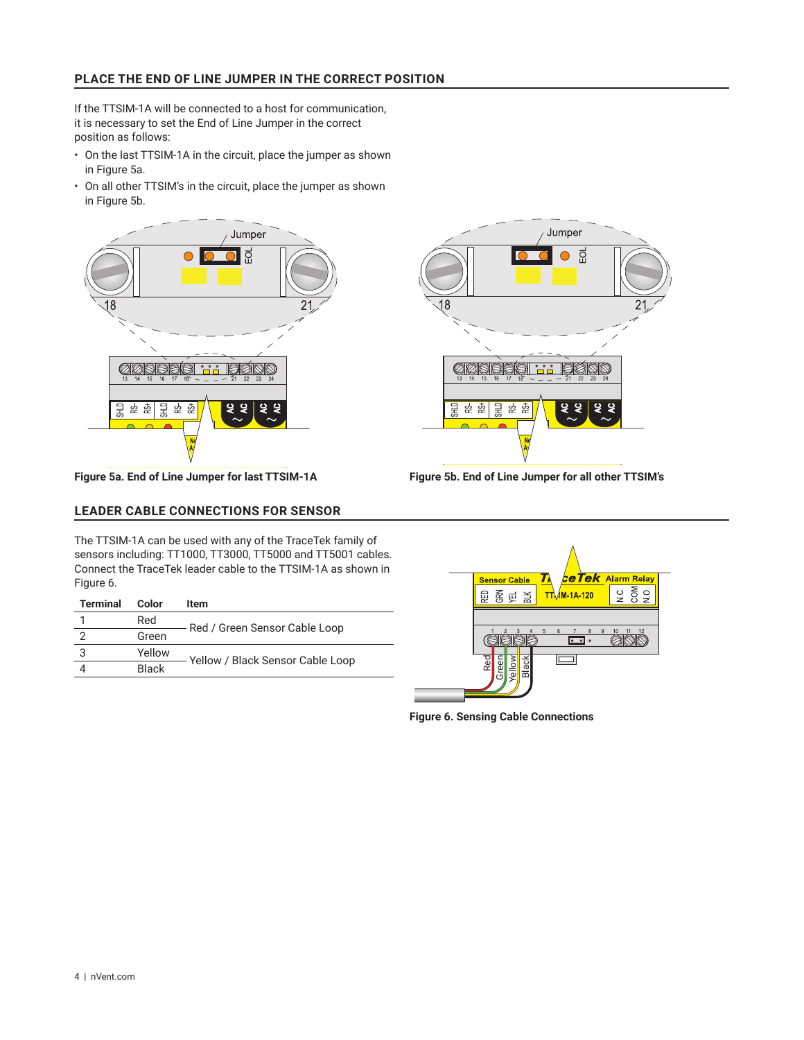## PLACE THE END OF LINE JUMPER IN THE CORRECT POSITION

If the TTSIM-1A will be connected to a host for communication, it is necessary to set the End of Line Jumper in the correct position as follows:

- On the last TTSIM-1A in the circuit, place the jumper as shown in Figure 5a.
- On all other TTSIM's in the circuit, place the jumper as shown in Figure 5b.

**Figure 5a. End of Line Jumper for last TTSIM-1A**

**Figure 5b. End of Line Jumper for all other TTSIM's**

## LEADER CABLE CONNECTIONS FOR SENSOR

The TTSIM-1A can be used with any of the TraceTek family of sensors including: TT1000, TT3000, TT5000 and TT5001 cables. Connect the TraceTek leader cable to the TTSIM-1A as shown in Figure 6.

| Terminal | Color | Item |
|---|---|---|
| 1 | Red | Red / Green Sensor Cable Loop |
| 2 | Green | |
| 3 | Yellow | Yellow / Black Sensor Cable Loop |
| 4 | Black | |

**Figure 6. Sensing Cable Connections**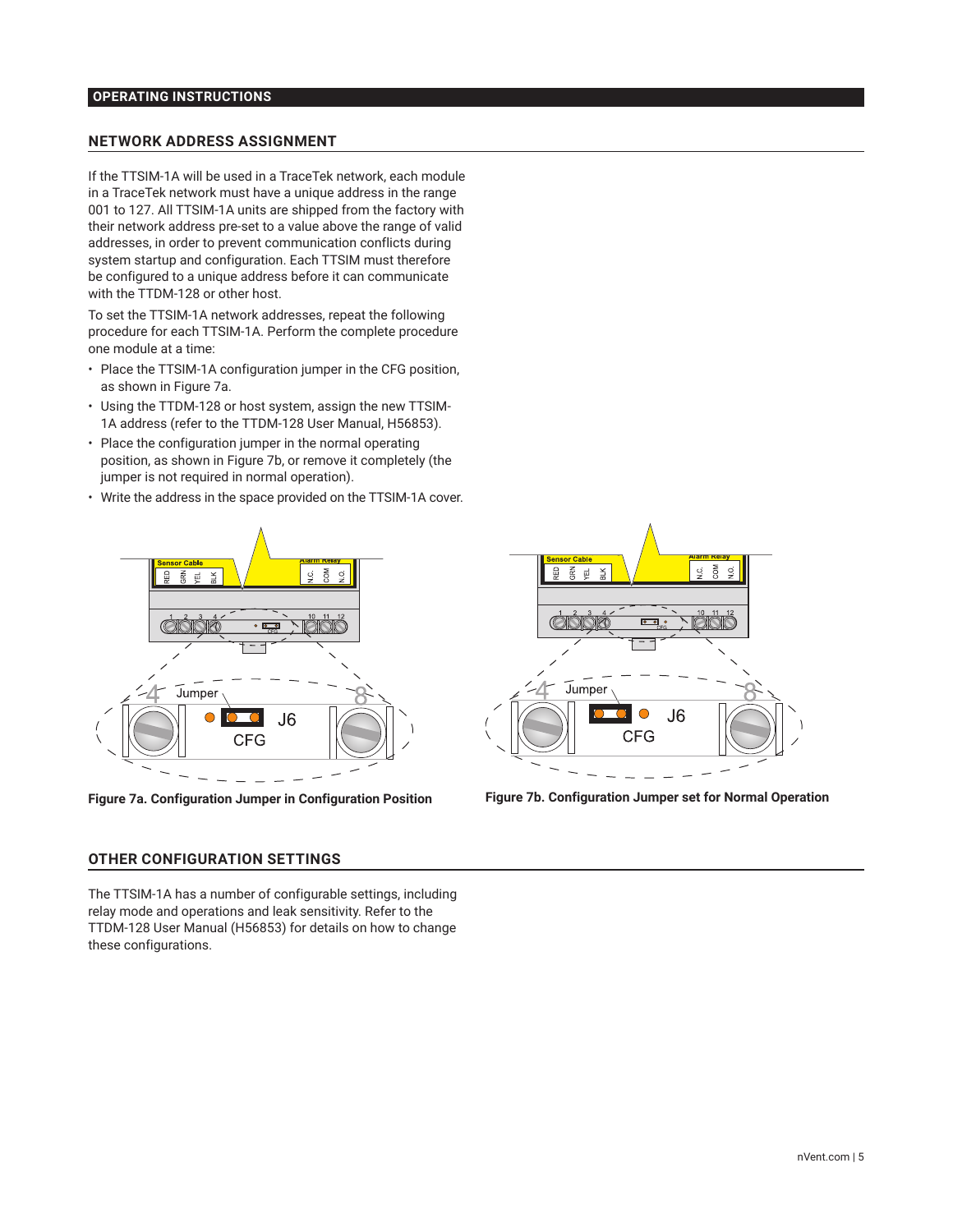## OPERATING INSTRUCTIONS

### NETWORK ADDRESS ASSIGNMENT

If the TTSIM-1A will be used in a TraceTek network, each module in a TraceTek network must have a unique address in the range 001 to 127. All TTSIM-1A units are shipped from the factory with their network address pre-set to a value above the range of valid addresses, in order to prevent communication conflicts during system startup and configuration. Each TTSIM must therefore be configured to a unique address before it can communicate with the TTDM-128 or other host.

To set the TTSIM-1A network addresses, repeat the following procedure for each TTSIM-1A. Perform the complete procedure one module at a time:

- Place the TTSIM-1A configuration jumper in the CFG position, as shown in Figure 7a.
- Using the TTDM-128 or host system, assign the new TTSIM-1A address (refer to the TTDM-128 User Manual, H56853).
- Place the configuration jumper in the normal operating position, as shown in Figure 7b, or remove it completely (the jumper is not required in normal operation).
- Write the address in the space provided on the TTSIM-1A cover.

**Figure 7a. Configuration Jumper in Configuration Position**

**Figure 7b. Configuration Jumper set for Normal Operation**

### OTHER CONFIGURATION SETTINGS

The TTSIM-1A has a number of configurable settings, including relay mode and operations and leak sensitivity. Refer to the TTDM-128 User Manual (H56853) for details on how to change these configurations.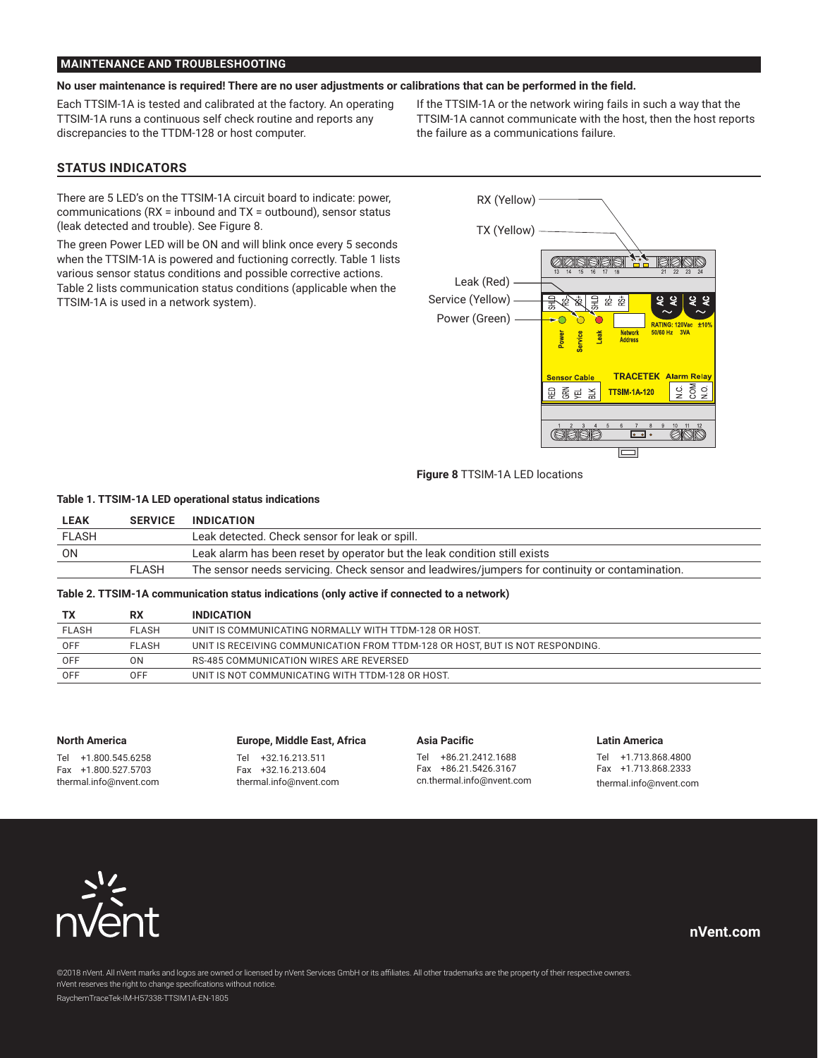## MAINTENANCE AND TROUBLESHOOTING

**No user maintenance is required! There are no user adjustments or calibrations that can be performed in the field.**

Each TTSIM-1A is tested and calibrated at the factory. An operating TTSIM-1A runs a continuous self check routine and reports any discrepancies to the TTDM-128 or host computer.

If the TTSIM-1A or the network wiring fails in such a way that the TTSIM-1A cannot communicate with the host, then the host reports the failure as a communications failure.

### STATUS INDICATORS

There are 5 LED's on the TTSIM-1A circuit board to indicate: power, communications (RX = inbound and TX = outbound), sensor status (leak detected and trouble). See Figure 8.

The green Power LED will be ON and will blink once every 5 seconds when the TTSIM-1A is powered and fuctioning correctly. Table 1 lists various sensor status conditions and possible corrective actions. Table 2 lists communication status conditions (applicable when the TTSIM-1A is used in a network system).

RX (Yellow)
TX (Yellow)
Leak (Red)
Service (Yellow)
Power (Green)
13 14 15 16 17 18 21 22 23 24
SHLD RS- RS+ SHLD RS- RS+ AC AC AC AC
Power Service Leak Network Address
RATING: 120Vac ±10% 50/60 Hz 3VA
Sensor Cable TRACETEK Alarm Relay
RED GRN YEL BLK TTSIM-1A-120 N.C. COM N.O.
1 2 3 4 5 6 7 8 9 10 11 12

**Figure 8** TTSIM-1A LED locations

**Table 1. TTSIM-1A LED operational status indications**

| LEAK | SERVICE | INDICATION |
|---|---|---|
| FLASH | | Leak detected. Check sensor for leak or spill. |
| ON | | Leak alarm has been reset by operator but the leak condition still exists |
| | FLASH | The sensor needs servicing. Check sensor and leadwires/jumpers for continuity or contamination. |

**Table 2. TTSIM-1A communication status indications (only active if connected to a network)**

| TX | RX | INDICATION |
|---|---|---|
| FLASH | FLASH | UNIT IS COMMUNICATING NORMALLY WITH TTDM-128 OR HOST. |
| OFF | FLASH | UNIT IS RECEIVING COMMUNICATION FROM TTDM-128 OR HOST, BUT IS NOT RESPONDING. |
| OFF | ON | RS-485 COMMUNICATION WIRES ARE REVERSED |
| OFF | OFF | UNIT IS NOT COMMUNICATING WITH TTDM-128 OR HOST. |

**North America**
Tel +1.800.545.6258
Fax +1.800.527.5703
thermal.info@nvent.com

**Europe, Middle East, Africa**
Tel +32.16.213.511
Fax +32.16.213.604
thermal.info@nvent.com

**Asia Pacific**
Tel +86.21.2412.1688
Fax +86.21.5426.3167
cn.thermal.info@nvent.com

**Latin America**
Tel +1.713.868.4800
Fax +1.713.868.2333
thermal.info@nvent.com

nVent

**nVent.com**

©2018 nVent. All nVent marks and logos are owned or licensed by nVent Services GmbH or its affiliates. All other trademarks are the property of their respective owners. nVent reserves the right to change specifications without notice.

RaychemTraceTek-IM-H57338-TTSIM1A-EN-1805